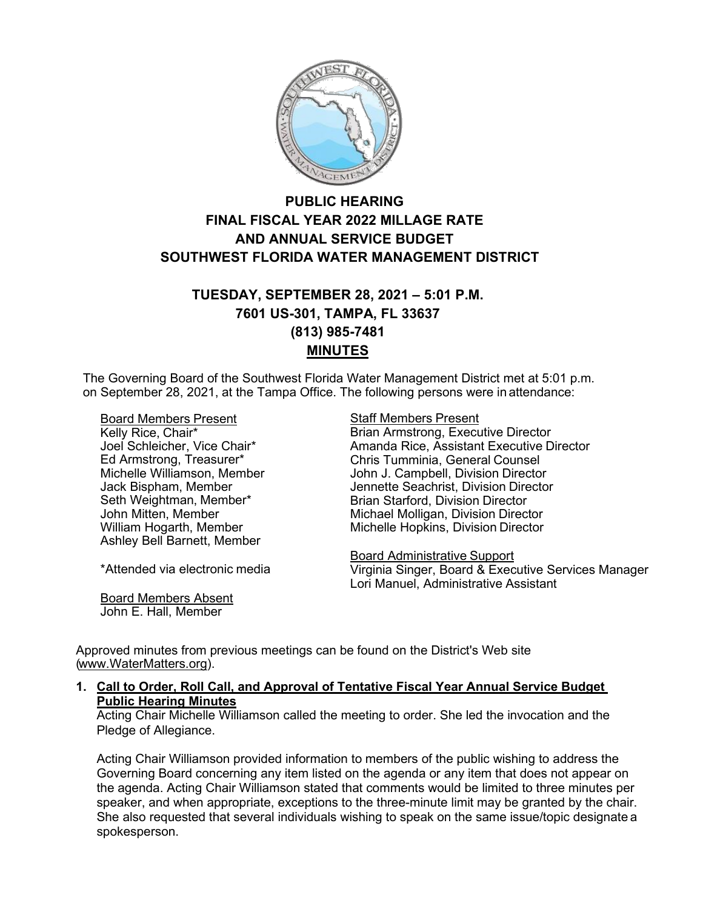# PUBLIC HEARING
# FINAL FISCAL YEAR 2022 MILLAGE RATE AND ANNUAL SERVICE BUDGET
# SOUTHWEST FLORIDA WATER MANAGEMENT DISTRICT

## TUESDAY, SEPTEMBER 28, 2021 – 5:01 P.M.
## 7601 US-301, TAMPA, FL 33637
## (813) 985-7481
## MINUTES

The Governing Board of the Southwest Florida Water Management District met at 5:01 p.m. on September 28, 2021, at the Tampa Office. The following persons were in attendance:

Board Members Present
Kelly Rice, Chair*
Joel Schleicher, Vice Chair*
Ed Armstrong, Treasurer*
Michelle Williamson, Member
Jack Bispham, Member
Seth Weightman, Member*
John Mitten, Member
William Hogarth, Member
Ashley Bell Barnett, Member

*Attended via electronic media

Board Members Absent
John E. Hall, Member

Staff Members Present
Brian Armstrong, Executive Director
Amanda Rice, Assistant Executive Director
Chris Tumminia, General Counsel
John J. Campbell, Division Director
Jennette Seachrist, Division Director
Brian Starford, Division Director
Michael Molligan, Division Director
Michelle Hopkins, Division Director

Board Administrative Support
Virginia Singer, Board & Executive Services Manager
Lori Manuel, Administrative Assistant

Approved minutes from previous meetings can be found on the District's Web site (www.WaterMatters.org).

**1. Call to Order, Roll Call, and Approval of Tentative Fiscal Year Annual Service Budget Public Hearing Minutes**

Acting Chair Michelle Williamson called the meeting to order. She led the invocation and the Pledge of Allegiance.

Acting Chair Williamson provided information to members of the public wishing to address the Governing Board concerning any item listed on the agenda or any item that does not appear on the agenda. Acting Chair Williamson stated that comments would be limited to three minutes per speaker, and when appropriate, exceptions to the three-minute limit may be granted by the chair. She also requested that several individuals wishing to speak on the same issue/topic designate a spokesperson.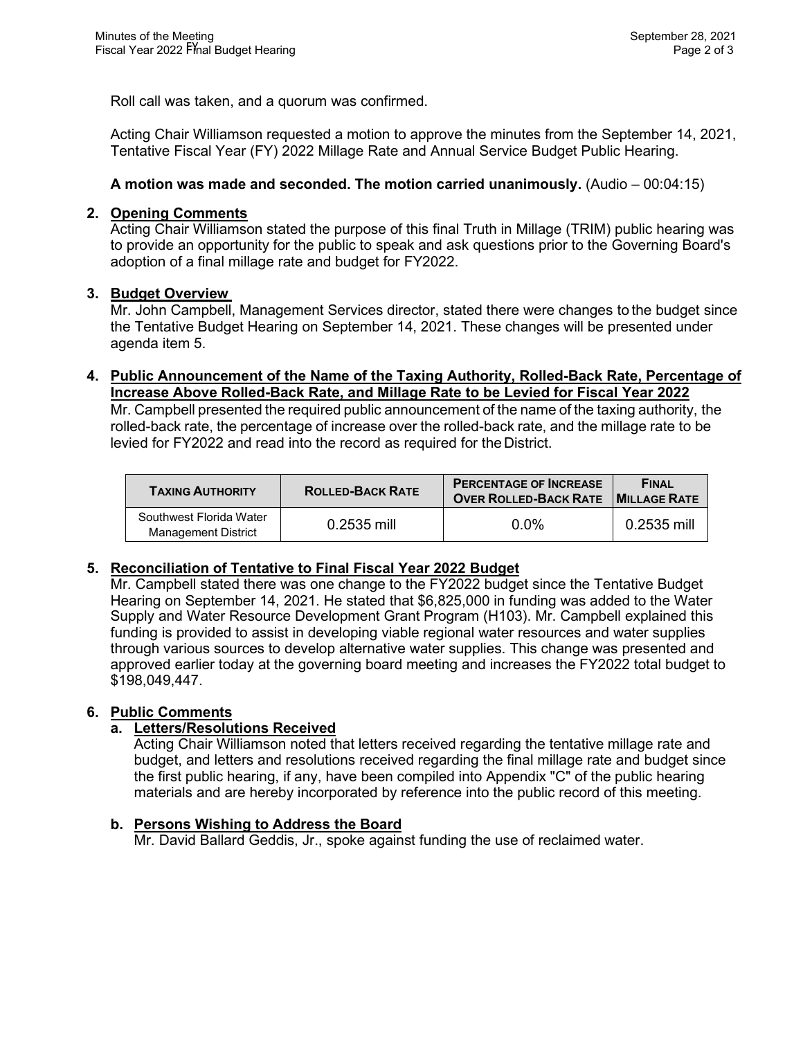Roll call was taken, and a quorum was confirmed.

Acting Chair Williamson requested a motion to approve the minutes from the September 14, 2021, Tentative Fiscal Year (FY) 2022 Millage Rate and Annual Service Budget Public Hearing.

**A motion was made and seconded. The motion carried unanimously.** (Audio – 00:04:15)

2. **Opening Comments**
   Acting Chair Williamson stated the purpose of this final Truth in Millage (TRIM) public hearing was to provide an opportunity for the public to speak and ask questions prior to the Governing Board's adoption of a final millage rate and budget for FY2022.

3. **Budget Overview**
   Mr. John Campbell, Management Services director, stated there were changes to the budget since the Tentative Budget Hearing on September 14, 2021. These changes will be presented under agenda item 5.

4. **Public Announcement of the Name of the Taxing Authority, Rolled-Back Rate, Percentage of Increase Above Rolled-Back Rate, and Millage Rate to be Levied for Fiscal Year 2022**
   Mr. Campbell presented the required public announcement of the name of the taxing authority, the rolled-back rate, the percentage of increase over the rolled-back rate, and the millage rate to be levied for FY2022 and read into the record as required for the District.

| Taxing Authority | Rolled-Back Rate | Percentage of Increase Over Rolled-Back Rate | Final Millage Rate |
|---|---|---|---|
| Southwest Florida Water Management District | 0.2535 mill | 0.0% | 0.2535 mill |

5. **Reconciliation of Tentative to Final Fiscal Year 2022 Budget**
   Mr. Campbell stated there was one change to the FY2022 budget since the Tentative Budget Hearing on September 14, 2021. He stated that $6,825,000 in funding was added to the Water Supply and Water Resource Development Grant Program (H103). Mr. Campbell explained this funding is provided to assist in developing viable regional water resources and water supplies through various sources to develop alternative water supplies. This change was presented and approved earlier today at the governing board meeting and increases the FY2022 total budget to $198,049,447.

6. **Public Comments**
   a. **Letters/Resolutions Received**
      Acting Chair Williamson noted that letters received regarding the tentative millage rate and budget, and letters and resolutions received regarding the final millage rate and budget since the first public hearing, if any, have been compiled into Appendix "C" of the public hearing materials and are hereby incorporated by reference into the public record of this meeting.

   b. **Persons Wishing to Address the Board**
      Mr. David Ballard Geddis, Jr., spoke against funding the use of reclaimed water.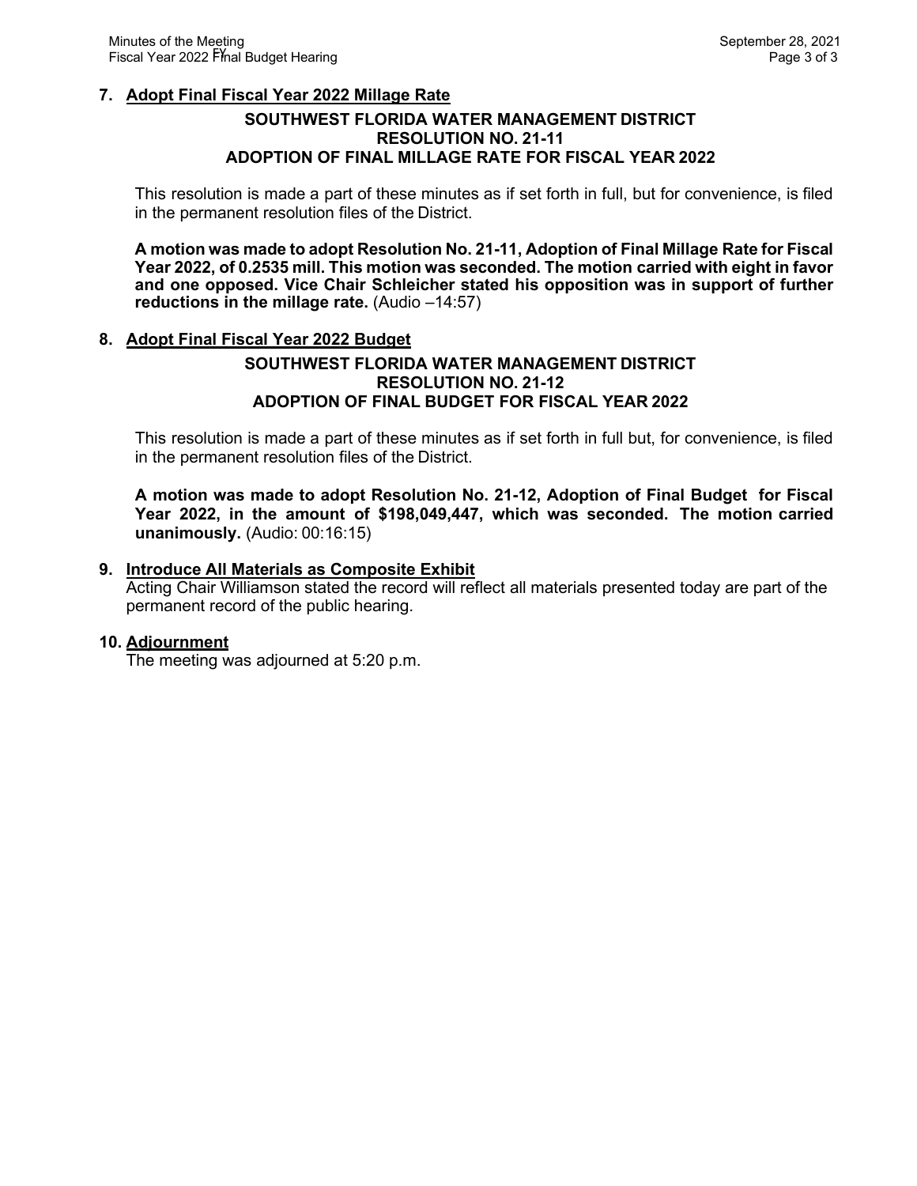**7. Adopt Final Fiscal Year 2022 Millage Rate**

**SOUTHWEST FLORIDA WATER MANAGEMENT DISTRICT**
**RESOLUTION NO. 21-11**
**ADOPTION OF FINAL MILLAGE RATE FOR FISCAL YEAR 2022**

This resolution is made a part of these minutes as if set forth in full, but for convenience, is filed in the permanent resolution files of the District.

**A motion was made to adopt Resolution No. 21-11, Adoption of Final Millage Rate for Fiscal Year 2022, of 0.2535 mill. This motion was seconded. The motion carried with eight in favor and one opposed. Vice Chair Schleicher stated his opposition was in support of further reductions in the millage rate.** (Audio –14:57)

**8. Adopt Final Fiscal Year 2022 Budget**

**SOUTHWEST FLORIDA WATER MANAGEMENT DISTRICT**
**RESOLUTION NO. 21-12**
**ADOPTION OF FINAL BUDGET FOR FISCAL YEAR 2022**

This resolution is made a part of these minutes as if set forth in full but, for convenience, is filed in the permanent resolution files of the District.

**A motion was made to adopt Resolution No. 21-12, Adoption of Final Budget for Fiscal Year 2022, in the amount of $198,049,447, which was seconded. The motion carried unanimously.** (Audio: 00:16:15)

**9. Introduce All Materials as Composite Exhibit**

Acting Chair Williamson stated the record will reflect all materials presented today are part of the permanent record of the public hearing.

**10. Adjournment**

The meeting was adjourned at 5:20 p.m.